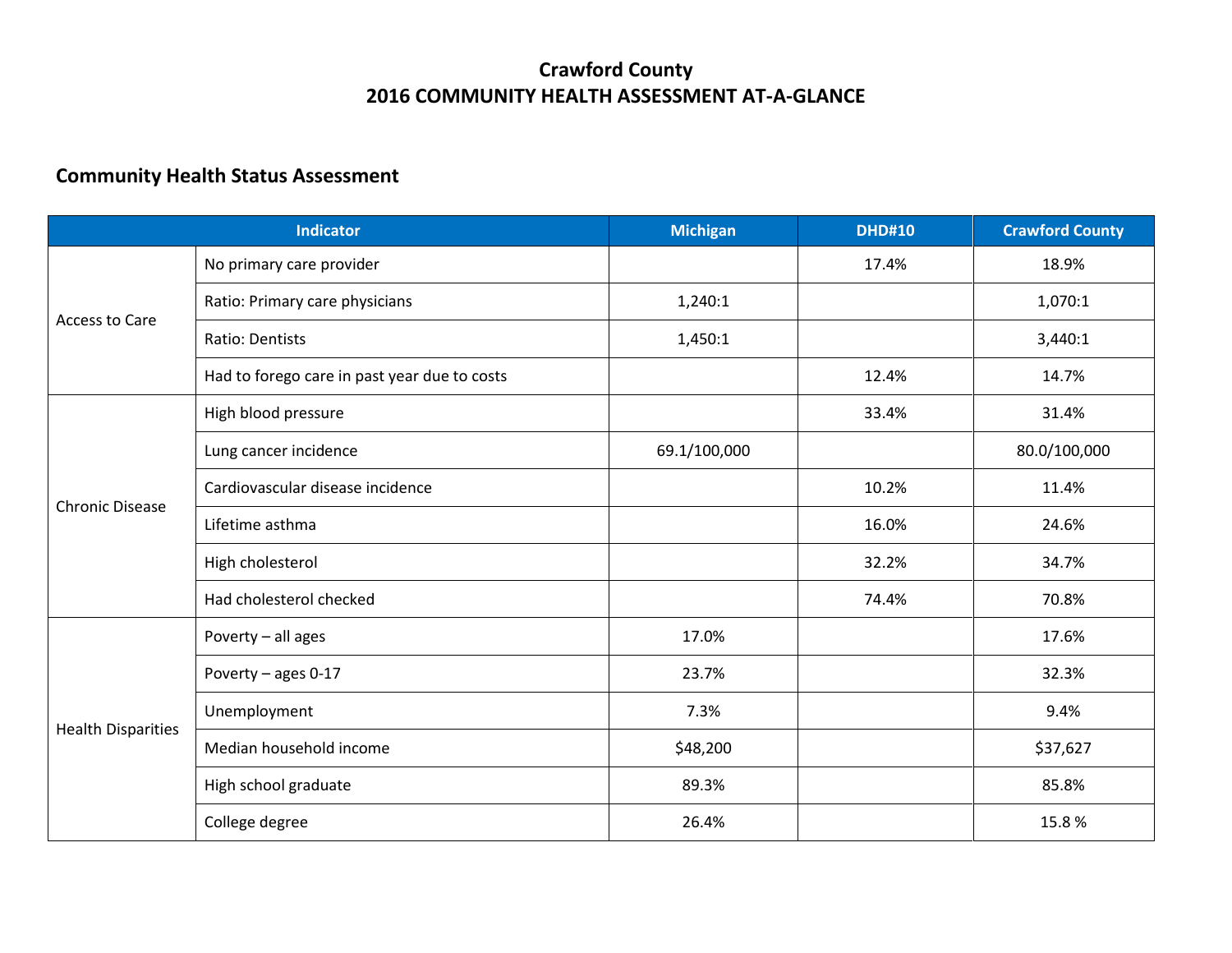# Crawford County
# 2016 COMMUNITY HEALTH ASSESSMENT AT-A-GLANCE

## Community Health Status Assessment

| Indicator | | Michigan | DHD#10 | Crawford County |
|---|---|---|---|---|
| Access to Care | No primary care provider | | 17.4% | 18.9% |
| | Ratio: Primary care physicians | 1,240:1 | | 1,070:1 |
| | Ratio: Dentists | 1,450:1 | | 3,440:1 |
| | Had to forego care in past year due to costs | | 12.4% | 14.7% |
| Chronic Disease | High blood pressure | | 33.4% | 31.4% |
| | Lung cancer incidence | 69.1/100,000 | | 80.0/100,000 |
| | Cardiovascular disease incidence | | 10.2% | 11.4% |
| | Lifetime asthma | | 16.0% | 24.6% |
| | High cholesterol | | 32.2% | 34.7% |
| | Had cholesterol checked | | 74.4% | 70.8% |
| Health Disparities | Poverty – all ages | 17.0% | | 17.6% |
| | Poverty – ages 0-17 | 23.7% | | 32.3% |
| | Unemployment | 7.3% | | 9.4% |
| | Median household income | $48,200 | | $37,627 |
| | High school graduate | 89.3% | | 85.8% |
| | College degree | 26.4% | | 15.8 % |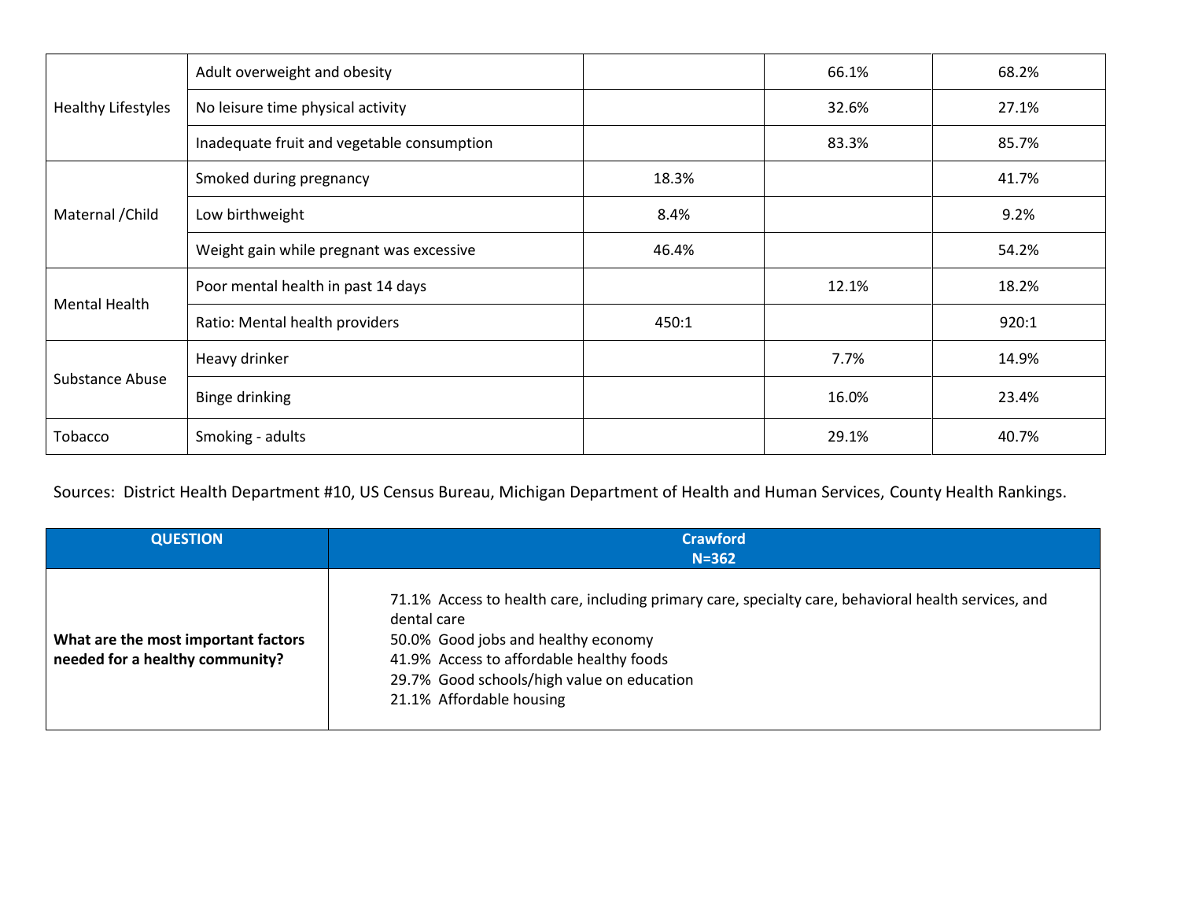| | | | | |
|---|---|---|---|---|
| Healthy Lifestyles | Adult overweight and obesity | | 66.1% | 68.2% |
| | No leisure time physical activity | | 32.6% | 27.1% |
| | Inadequate fruit and vegetable consumption | | 83.3% | 85.7% |
| Maternal /Child | Smoked during pregnancy | 18.3% | | 41.7% |
| | Low birthweight | 8.4% | | 9.2% |
| | Weight gain while pregnant was excessive | 46.4% | | 54.2% |
| Mental Health | Poor mental health in past 14 days | | 12.1% | 18.2% |
| | Ratio: Mental health providers | 450:1 | | 920:1 |
| Substance Abuse | Heavy drinker | | 7.7% | 14.9% |
| | Binge drinking | | 16.0% | 23.4% |
| Tobacco | Smoking - adults | | 29.1% | 40.7% |

Sources: District Health Department #10, US Census Bureau, Michigan Department of Health and Human Services, County Health Rankings.

| QUESTION | Crawford N=362 |
|---|---|
| **What are the most important factors needed for a healthy community?** | 71.1% Access to health care, including primary care, specialty care, behavioral health services, and dental care<br>50.0% Good jobs and healthy economy<br>41.9% Access to affordable healthy foods<br>29.7% Good schools/high value on education<br>21.1% Affordable housing |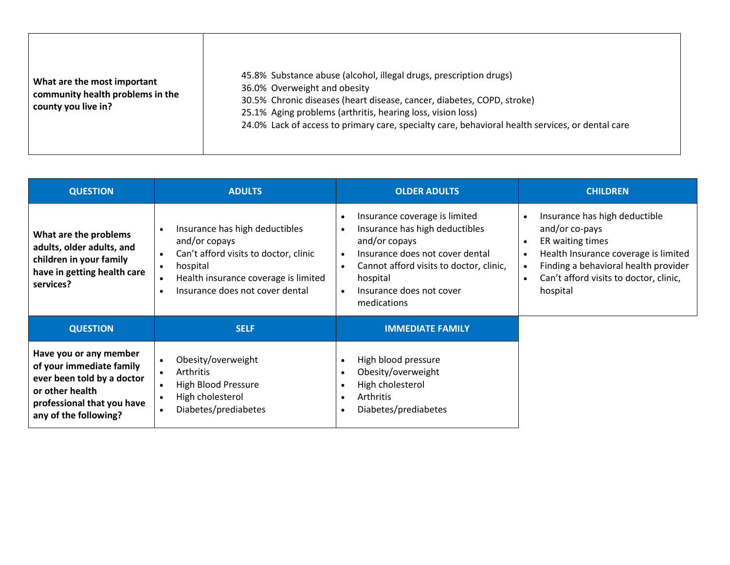| | |
|---|---|
| **What are the most important community health problems in the county you live in?** | 45.8% Substance abuse (alcohol, illegal drugs, prescription drugs)<br>36.0% Overweight and obesity<br>30.5% Chronic diseases (heart disease, cancer, diabetes, COPD, stroke)<br>25.1% Aging problems (arthritis, hearing loss, vision loss)<br>24.0% Lack of access to primary care, specialty care, behavioral health services, or dental care |

| QUESTION | ADULTS | OLDER ADULTS | CHILDREN |
|---|---|---|---|
| **What are the problems adults, older adults, and children in your family have in getting health care services?** | • Insurance has high deductibles and/or copays<br>• Can't afford visits to doctor, clinic<br>• hospital<br>• Health insurance coverage is limited<br>• Insurance does not cover dental | • Insurance coverage is limited<br>• Insurance has high deductibles and/or copays<br>• Insurance does not cover dental<br>• Cannot afford visits to doctor, clinic, hospital<br>• Insurance does not cover medications | • Insurance has high deductible and/or co-pays<br>• ER waiting times<br>• Health Insurance coverage is limited<br>• Finding a behavioral health provider<br>• Can't afford visits to doctor, clinic, hospital |
| **QUESTION** | **SELF** | **IMMEDIATE FAMILY** | |
| **Have you or any member of your immediate family ever been told by a doctor or other health professional that you have any of the following?** | • Obesity/overweight<br>• Arthritis<br>• High Blood Pressure<br>• High cholesterol<br>• Diabetes/prediabetes | • High blood pressure<br>• Obesity/overweight<br>• High cholesterol<br>• Arthritis<br>• Diabetes/prediabetes | |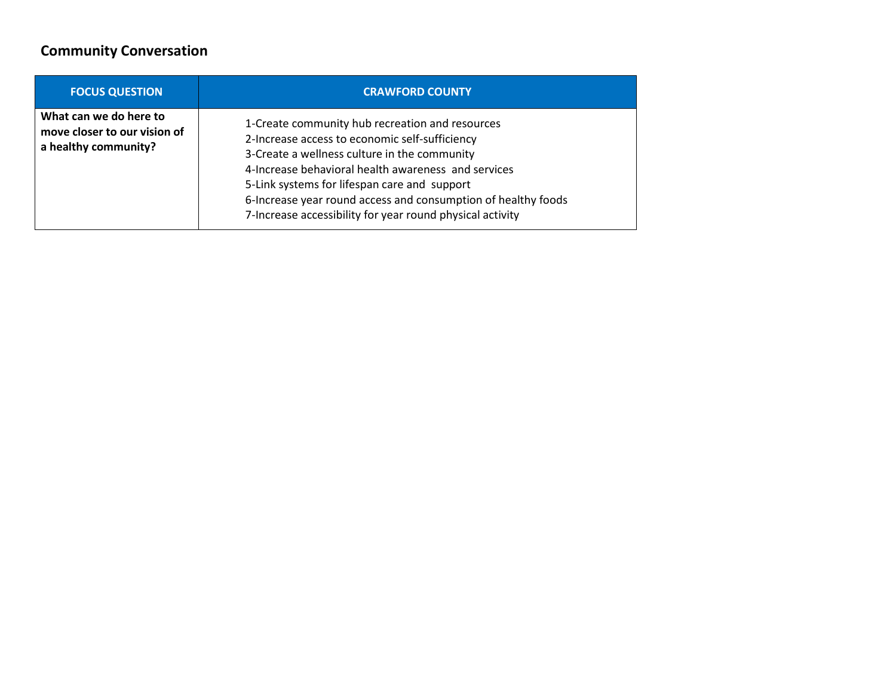## Community Conversation

| FOCUS QUESTION | CRAWFORD COUNTY |
|---|---|
| **What can we do here to move closer to our vision of a healthy community?** | 1-Create community hub recreation and resources<br>2-Increase access to economic self-sufficiency<br>3-Create a wellness culture in the community<br>4-Increase behavioral health awareness and services<br>5-Link systems for lifespan care and support<br>6-Increase year round access and consumption of healthy foods<br>7-Increase accessibility for year round physical activity |